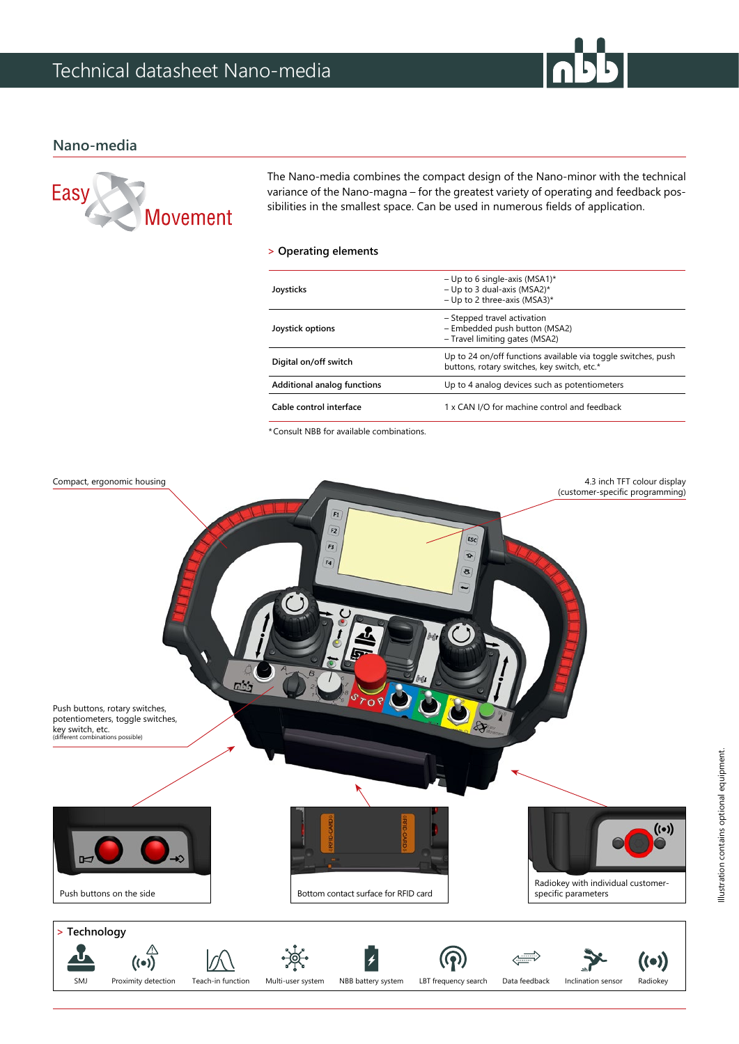# Technical datasheet Nano-media

## Nano-media

Easy Movement

The Nano-media combines the compact design of the Nano-minor with the technical variance of the Nano-magna – for the greatest variety of operating and feedback possibilities in the smallest space. Can be used in numerous fields of application.

### > Operating elements

| | |
|---|---|
| **Joysticks** | – Up to 6 single-axis (MSA1)*<br>– Up to 3 dual-axis (MSA2)*<br>– Up to 2 three-axis (MSA3)* |
| **Joystick options** | – Stepped travel activation<br>– Embedded push button (MSA2)<br>– Travel limiting gates (MSA2) |
| **Digital on/off switch** | Up to 24 on/off functions available via toggle switches, push buttons, rotary switches, key switch, etc.* |
| **Additional analog functions** | Up to 4 analog devices such as potentiometers |
| **Cable control interface** | 1 x CAN I/O for machine control and feedback |

*Consult NBB for available combinations.

Compact, ergonomic housing

4.3 inch TFT colour display (customer-specific programming)

Push buttons, rotary switches, potentiometers, toggle switches, key switch, etc. (different combinations possible)

Push buttons on the side

Bottom contact surface for RFID card

Radiokey with individual customer-specific parameters

Illustration contains optional equipment.

### > Technology

SMJ | Proximity detection | Teach-in function | Multi-user system | NBB battery system | LBT frequency search | Data feedback | Inclination sensor | Radiokey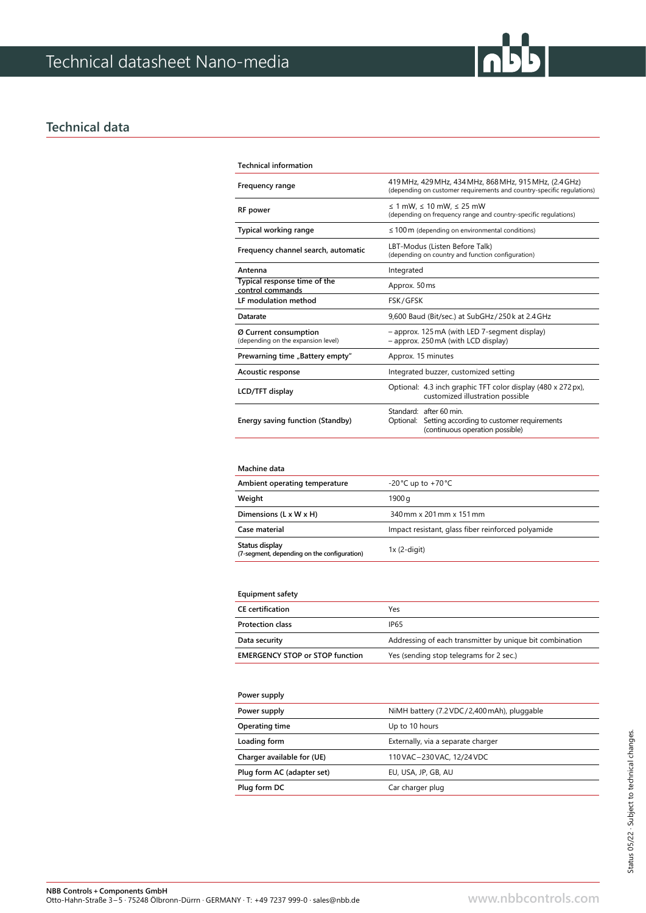# Technical datasheet Nano-media

## Technical data

| Technical information | |
|---|---|
| **Frequency range** | 419 MHz, 429 MHz, 434 MHz, 868 MHz, 915 MHz, (2.4 GHz) (depending on customer requirements and country-specific regulations) |
| **RF power** | ≤ 1 mW, ≤ 10 mW, ≤ 25 mW (depending on frequency range and country-specific regulations) |
| **Typical working range** | ≤ 100 m (depending on environmental conditions) |
| **Frequency channel search, automatic** | LBT-Modus (Listen Before Talk) (depending on country and function configuration) |
| **Antenna** | Integrated |
| **Typical response time of the control commands** | Approx. 50 ms |
| **LF modulation method** | FSK / GFSK |
| **Datarate** | 9,600 Baud (Bit/sec.) at SubGHz / 250 k at 2.4 GHz |
| **Ø Current consumption** (depending on the expansion level) | – approx. 125 mA (with LED 7-segment display)<br>– approx. 250 mA (with LCD display) |
| **Prewarning time „Battery empty"** | Approx. 15 minutes |
| **Acoustic response** | Integrated buzzer, customized setting |
| **LCD/TFT display** | Optional: 4.3 inch graphic TFT color display (480 x 272 px), customized illustration possible |
| **Energy saving function (Standby)** | Standard: after 60 min.<br>Optional: Setting according to customer requirements (continuous operation possible) |

| Machine data | |
|---|---|
| **Ambient operating temperature** | -20 °C up to +70 °C |
| **Weight** | 1900 g |
| **Dimensions (L x W x H)** | 340 mm x 201 mm x 151 mm |
| **Case material** | Impact resistant, glass fiber reinforced polyamide |
| **Status display** (7-segment, depending on the configuration) | 1x (2-digit) |

| Equipment safety | |
|---|---|
| **CE certification** | Yes |
| **Protection class** | IP65 |
| **Data security** | Addressing of each transmitter by unique bit combination |
| **EMERGENCY STOP or STOP function** | Yes (sending stop telegrams for 2 sec.) |

| Power supply | |
|---|---|
| **Power supply** | NiMH battery (7.2 VDC / 2,400 mAh), pluggable |
| **Operating time** | Up to 10 hours |
| **Loading form** | Externally, via a separate charger |
| **Charger available for (UE)** | 110 VAC – 230 VAC, 12/24 VDC |
| **Plug form AC (adapter set)** | EU, USA, JP, GB, AU |
| **Plug form DC** | Car charger plug |

Status 05/22 · Subject to technical changes.

**NBB Controls + Components GmbH**
Otto-Hahn-Straße 3 – 5 · 75248 Ölbronn-Dürrn · GERMANY · T: +49 7237 999-0 · sales@nbb.de

www.nbbcontrols.com